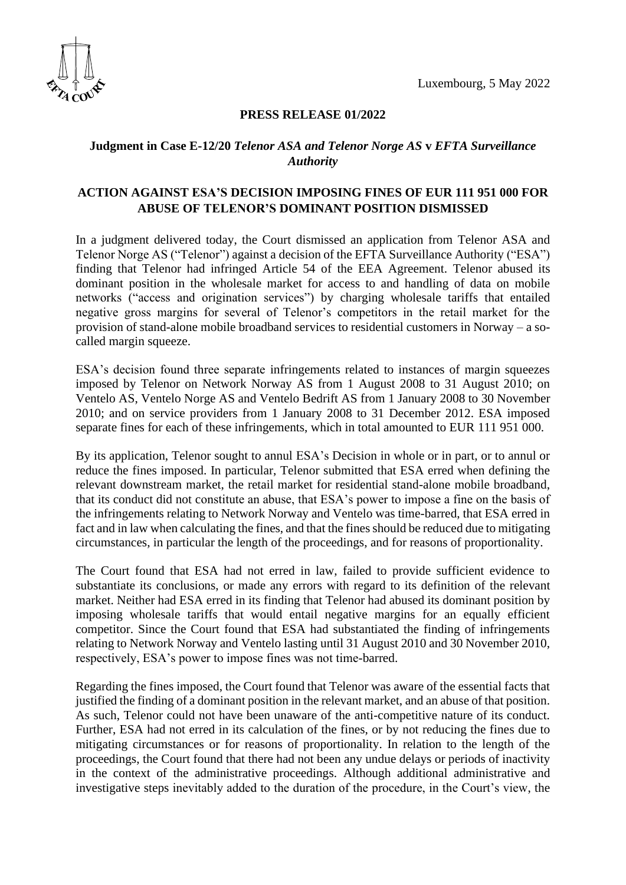Luxembourg, 5 May 2022

**PRESS RELEASE 01/2022**

**Judgment in Case E-12/20 *Telenor ASA and Telenor Norge AS* v *EFTA Surveillance Authority***

**ACTION AGAINST ESA'S DECISION IMPOSING FINES OF EUR 111 951 000 FOR ABUSE OF TELENOR'S DOMINANT POSITION DISMISSED**

In a judgment delivered today, the Court dismissed an application from Telenor ASA and Telenor Norge AS ("Telenor") against a decision of the EFTA Surveillance Authority ("ESA") finding that Telenor had infringed Article 54 of the EEA Agreement. Telenor abused its dominant position in the wholesale market for access to and handling of data on mobile networks ("access and origination services") by charging wholesale tariffs that entailed negative gross margins for several of Telenor's competitors in the retail market for the provision of stand-alone mobile broadband services to residential customers in Norway – a so-called margin squeeze.

ESA's decision found three separate infringements related to instances of margin squeezes imposed by Telenor on Network Norway AS from 1 August 2008 to 31 August 2010; on Ventelo AS, Ventelo Norge AS and Ventelo Bedrift AS from 1 January 2008 to 30 November 2010; and on service providers from 1 January 2008 to 31 December 2012. ESA imposed separate fines for each of these infringements, which in total amounted to EUR 111 951 000.

By its application, Telenor sought to annul ESA's Decision in whole or in part, or to annul or reduce the fines imposed. In particular, Telenor submitted that ESA erred when defining the relevant downstream market, the retail market for residential stand-alone mobile broadband, that its conduct did not constitute an abuse, that ESA's power to impose a fine on the basis of the infringements relating to Network Norway and Ventelo was time-barred, that ESA erred in fact and in law when calculating the fines, and that the fines should be reduced due to mitigating circumstances, in particular the length of the proceedings, and for reasons of proportionality.

The Court found that ESA had not erred in law, failed to provide sufficient evidence to substantiate its conclusions, or made any errors with regard to its definition of the relevant market. Neither had ESA erred in its finding that Telenor had abused its dominant position by imposing wholesale tariffs that would entail negative margins for an equally efficient competitor. Since the Court found that ESA had substantiated the finding of infringements relating to Network Norway and Ventelo lasting until 31 August 2010 and 30 November 2010, respectively, ESA's power to impose fines was not time-barred.

Regarding the fines imposed, the Court found that Telenor was aware of the essential facts that justified the finding of a dominant position in the relevant market, and an abuse of that position. As such, Telenor could not have been unaware of the anti-competitive nature of its conduct. Further, ESA had not erred in its calculation of the fines, or by not reducing the fines due to mitigating circumstances or for reasons of proportionality. In relation to the length of the proceedings, the Court found that there had not been any undue delays or periods of inactivity in the context of the administrative proceedings. Although additional administrative and investigative steps inevitably added to the duration of the procedure, in the Court's view, the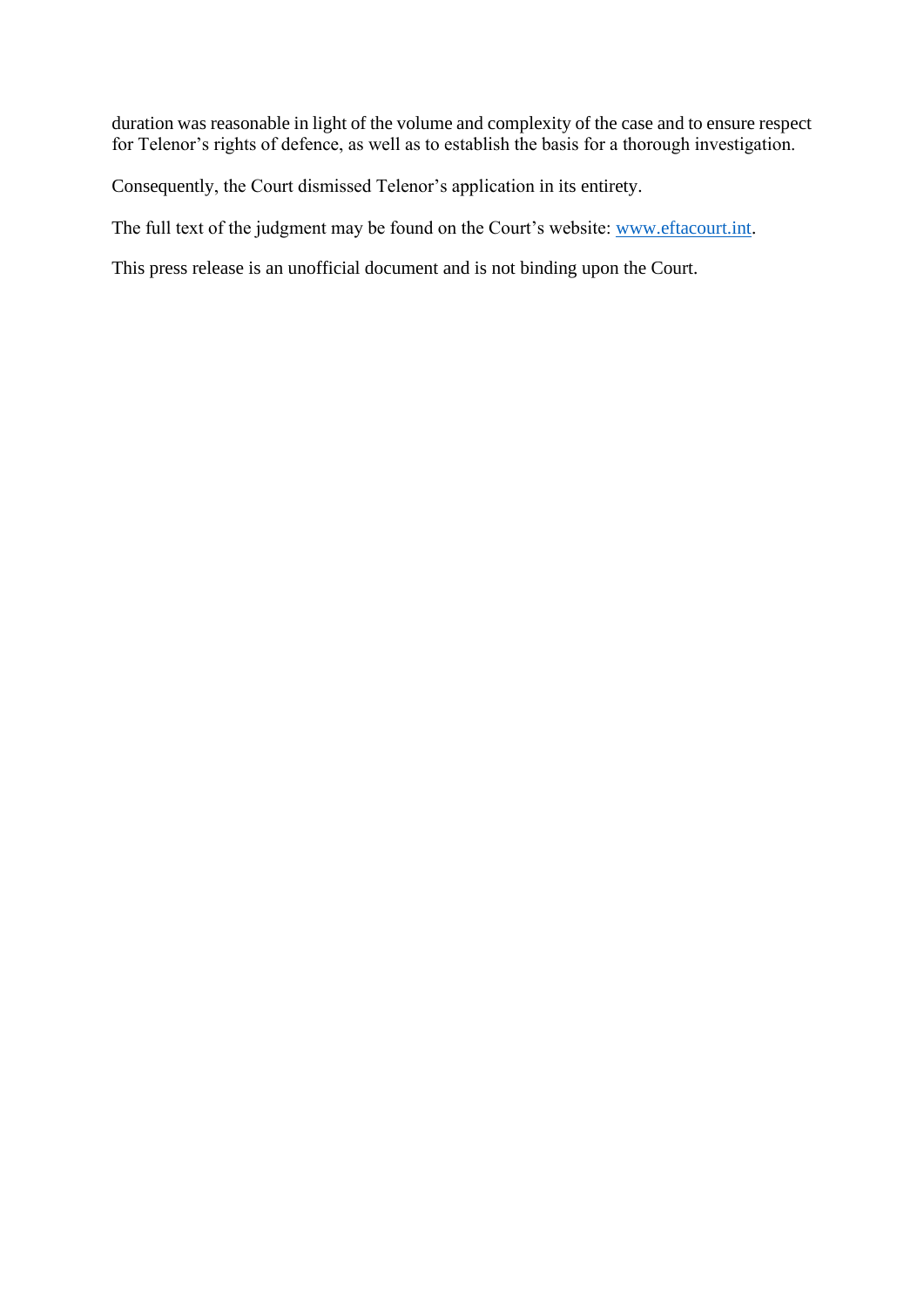duration was reasonable in light of the volume and complexity of the case and to ensure respect for Telenor's rights of defence, as well as to establish the basis for a thorough investigation.

Consequently, the Court dismissed Telenor's application in its entirety.

The full text of the judgment may be found on the Court's website: [www.eftacourt.int](http://www.eftacourt.int).

This press release is an unofficial document and is not binding upon the Court.